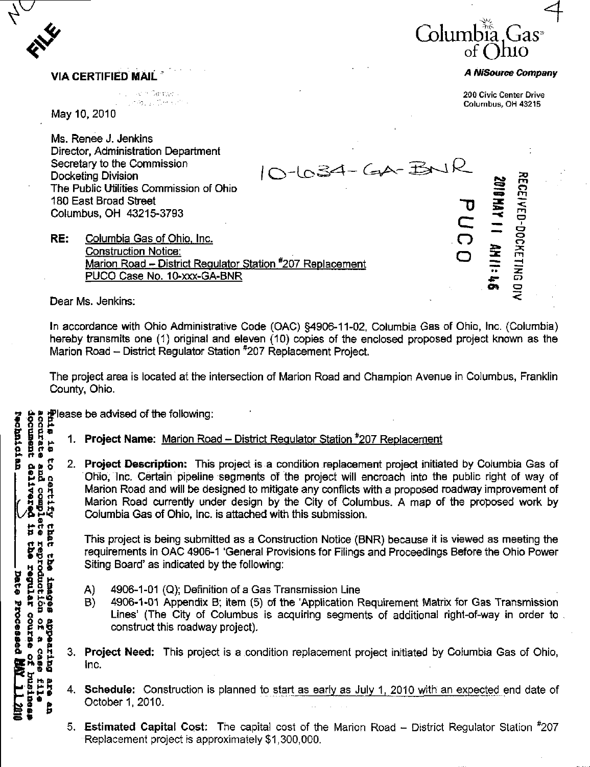Columbia Gas of Ohio

*A NiSource Company*

200 Civic Center Drive
Columbus, OH 43215

**VIA CERTIFIED MAIL**

May 10, 2010

Ms. Renee J. Jenkins
Director, Administration Department
Secretary to the Commission
Docketing Division
The Public Utilities Commission of Ohio
180 East Broad Street
Columbus, OH 43215-3793

10-634-GA-BNR

RECEIVED-DOCKETING DIV
2010 MAY 11 AM 11:46
PUCO

RE: Columbia Gas of Ohio, Inc.
Construction Notice:
Marion Road – District Regulator Station #207 Replacement
PUCO Case No. 10-xxx-GA-BNR

Dear Ms. Jenkins:

In accordance with Ohio Administrative Code (OAC) §4906-11-02, Columbia Gas of Ohio, Inc. (Columbia) hereby transmits one (1) original and eleven (10) copies of the enclosed proposed project known as the Marion Road – District Regulator Station #207 Replacement Project.

The project area is located at the intersection of Marion Road and Champion Avenue in Columbus, Franklin County, Ohio.

Please be advised of the following:

1. **Project Name:** Marion Road – District Regulator Station #207 Replacement

2. **Project Description:** This project is a condition replacement project initiated by Columbia Gas of Ohio, Inc. Certain pipeline segments of the project will encroach into the public right of way of Marion Road and will be designed to mitigate any conflicts with a proposed roadway improvement of Marion Road currently under design by the City of Columbus. A map of the proposed work by Columbia Gas of Ohio, Inc. is attached with this submission.

   This project is being submitted as a Construction Notice (BNR) because it is viewed as meeting the requirements in OAC 4906-1 'General Provisions for Filings and Proceedings Before the Ohio Power Siting Board' as indicated by the following:

   A) 4906-1-01 (Q); Definition of a Gas Transmission Line
   B) 4906-1-01 Appendix B; item (5) of the 'Application Requirement Matrix for Gas Transmission Lines' (The City of Columbus is acquiring segments of additional right-of-way in order to construct this roadway project).

3. **Project Need:** This project is a condition replacement project initiated by Columbia Gas of Ohio, Inc.

4. **Schedule:** Construction is planned to start as early as July 1, 2010 with an expected end date of October 1, 2010.

5. **Estimated Capital Cost:** The capital cost of the Marion Road – District Regulator Station #207 Replacement project is approximately $1,300,000.

This is to certify that the images appearing are an accurate and complete reproduction of a case file document delivered in the regular course of business
Technician ___ Date Processed MAY 11 2010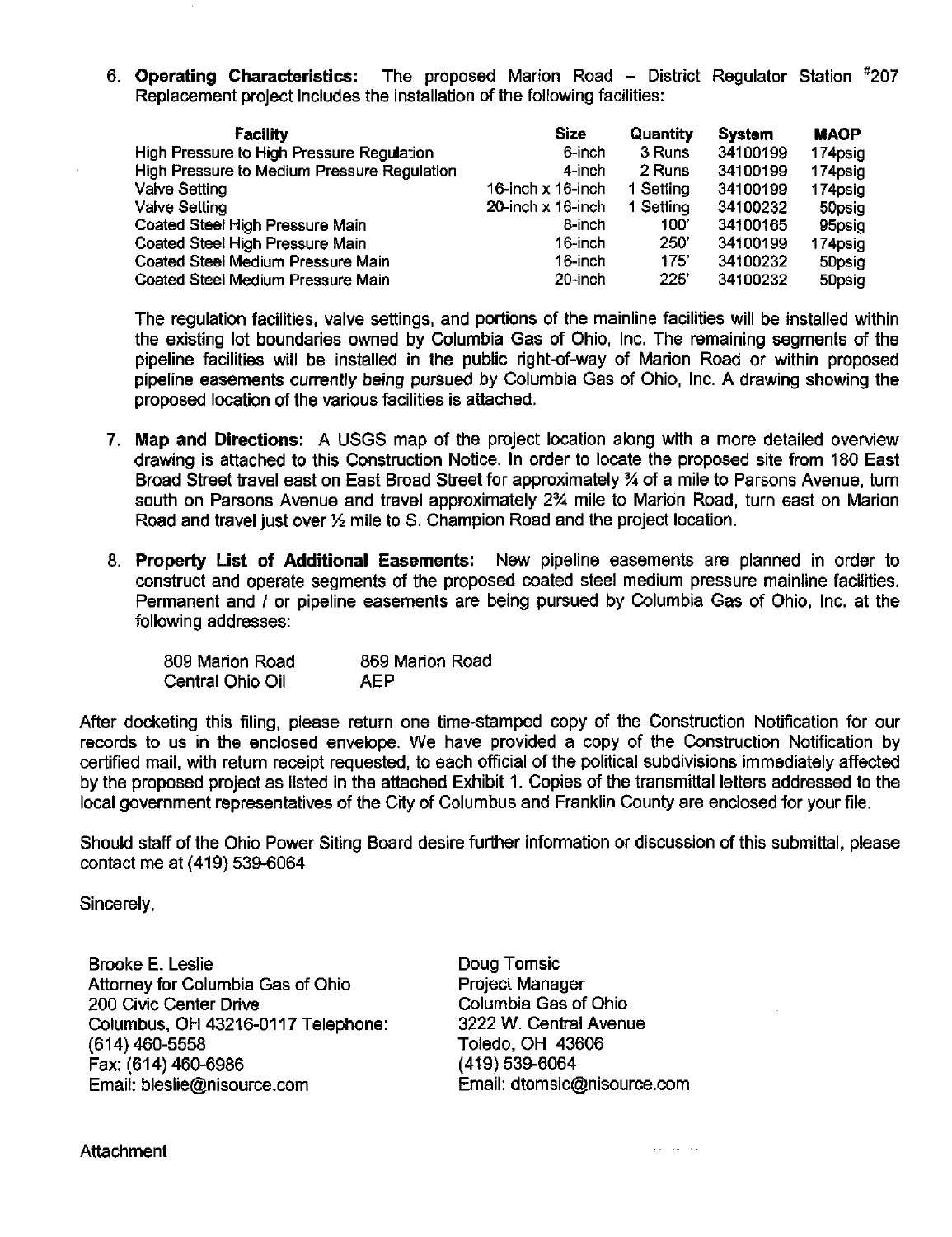6. **Operating Characteristics:** The proposed Marion Road – District Regulator Station #207 Replacement project includes the installation of the following facilities:

| Facility | Size | Quantity | System | MAOP |
|---|---|---|---|---|
| High Pressure to High Pressure Regulation | 6-inch | 3 Runs | 34100199 | 174psig |
| High Pressure to Medium Pressure Regulation | 4-inch | 2 Runs | 34100199 | 174psig |
| Valve Setting | 16-inch x 16-inch | 1 Setting | 34100199 | 174psig |
| Valve Setting | 20-inch x 16-inch | 1 Setting | 34100232 | 50psig |
| Coated Steel High Pressure Main | 8-inch | 100' | 34100165 | 95psig |
| Coated Steel High Pressure Main | 16-inch | 250' | 34100199 | 174psig |
| Coated Steel Medium Pressure Main | 16-inch | 175' | 34100232 | 50psig |
| Coated Steel Medium Pressure Main | 20-inch | 225' | 34100232 | 50psig |

The regulation facilities, valve settings, and portions of the mainline facilities will be installed within the existing lot boundaries owned by Columbia Gas of Ohio, Inc. The remaining segments of the pipeline facilities will be installed in the public right-of-way of Marion Road or within proposed pipeline easements currently being pursued by Columbia Gas of Ohio, Inc. A drawing showing the proposed location of the various facilities is attached.

7. **Map and Directions:** A USGS map of the project location along with a more detailed overview drawing is attached to this Construction Notice. In order to locate the proposed site from 180 East Broad Street travel east on East Broad Street for approximately ¾ of a mile to Parsons Avenue, turn south on Parsons Avenue and travel approximately 2¾ mile to Marion Road, turn east on Marion Road and travel just over ½ mile to S. Champion Road and the project location.

8. **Property List of Additional Easements:** New pipeline easements are planned in order to construct and operate segments of the proposed coated steel medium pressure mainline facilities. Permanent and / or pipeline easements are being pursued by Columbia Gas of Ohio, Inc. at the following addresses:

| | |
|---|---|
| 809 Marion Road | 869 Marion Road |
| Central Ohio Oil | AEP |

After docketing this filing, please return one time-stamped copy of the Construction Notification for our records to us in the enclosed envelope. We have provided a copy of the Construction Notification by certified mail, with return receipt requested, to each official of the political subdivisions immediately affected by the proposed project as listed in the attached Exhibit 1. Copies of the transmittal letters addressed to the local government representatives of the City of Columbus and Franklin County are enclosed for your file.

Should staff of the Ohio Power Siting Board desire further information or discussion of this submittal, please contact me at (419) 539-6064

Sincerely,

Brooke E. Leslie
Attorney for Columbia Gas of Ohio
200 Civic Center Drive
Columbus, OH 43216-0117 Telephone:
(614) 460-5558
Fax: (614) 460-6986
Email: bleslie@nisource.com

Doug Tomsic
Project Manager
Columbia Gas of Ohio
3222 W. Central Avenue
Toledo, OH 43606
(419) 539-6064
Email: dtomsic@nisource.com

Attachment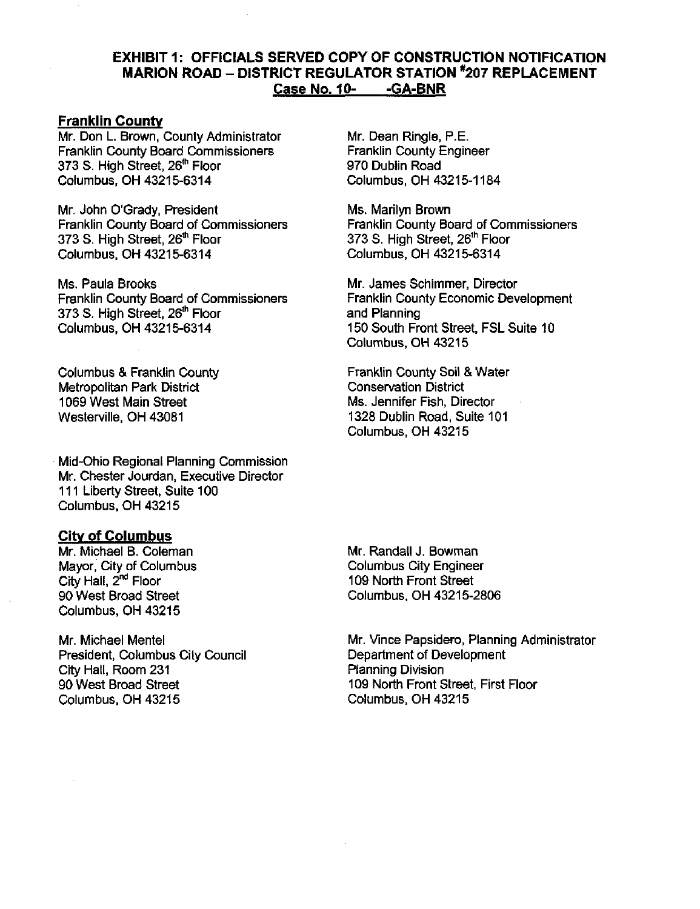# EXHIBIT 1: OFFICIALS SERVED COPY OF CONSTRUCTION NOTIFICATION MARION ROAD – DISTRICT REGULATOR STATION #207 REPLACEMENT Case No. 10- -GA-BNR

## Franklin County

Mr. Don L. Brown, County Administrator
Franklin County Board Commissioners
373 S. High Street, 26th Floor
Columbus, OH 43215-6314

Mr. Dean Ringle, P.E.
Franklin County Engineer
970 Dublin Road
Columbus, OH 43215-1184

Mr. John O'Grady, President
Franklin County Board of Commissioners
373 S. High Street, 26th Floor
Columbus, OH 43215-6314

Ms. Marilyn Brown
Franklin County Board of Commissioners
373 S. High Street, 26th Floor
Columbus, OH 43215-6314

Ms. Paula Brooks
Franklin County Board of Commissioners
373 S. High Street, 26th Floor
Columbus, OH 43215-6314

Mr. James Schimmer, Director
Franklin County Economic Development and Planning
150 South Front Street, FSL Suite 10
Columbus, OH 43215

Columbus & Franklin County
Metropolitan Park District
1069 West Main Street
Westerville, OH 43081

Franklin County Soil & Water
Conservation District
Ms. Jennifer Fish, Director
1328 Dublin Road, Suite 101
Columbus, OH 43215

Mid-Ohio Regional Planning Commission
Mr. Chester Jourdan, Executive Director
111 Liberty Street, Suite 100
Columbus, OH 43215

## City of Columbus

Mr. Michael B. Coleman
Mayor, City of Columbus
City Hall, 2nd Floor
90 West Broad Street
Columbus, OH 43215

Mr. Randall J. Bowman
Columbus City Engineer
109 North Front Street
Columbus, OH 43215-2806

Mr. Michael Mentel
President, Columbus City Council
City Hall, Room 231
90 West Broad Street
Columbus, OH 43215

Mr. Vince Papsidero, Planning Administrator
Department of Development
Planning Division
109 North Front Street, First Floor
Columbus, OH 43215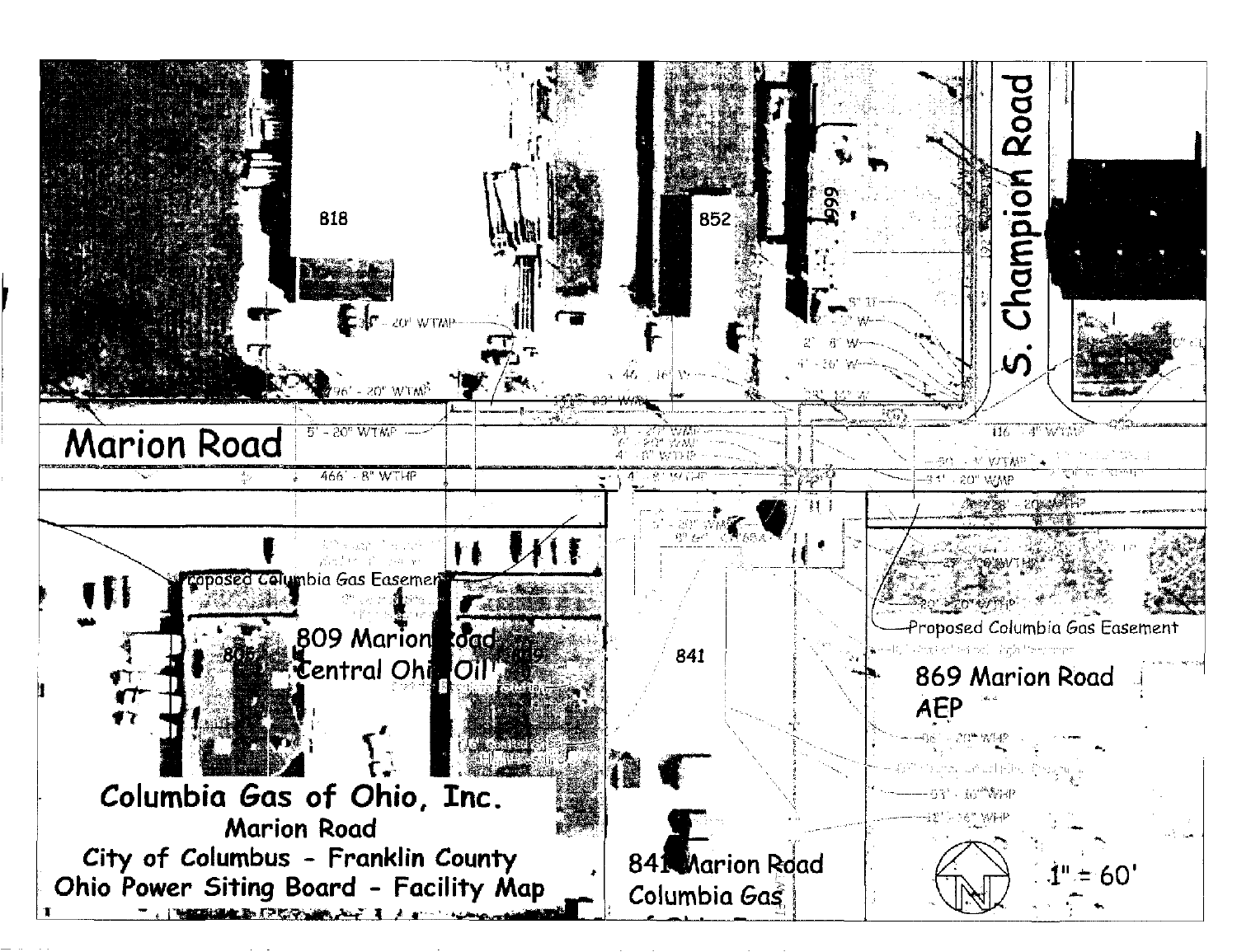818

852

999

S. Champion Road

Marion Road

Proposed Columbia Gas Easement

809 Marion Road
Central Ohio Oil

841

Proposed Columbia Gas Easement

869 Marion Road
AEP

Columbia Gas of Ohio, Inc.
Marion Road
City of Columbus - Franklin County
Ohio Power Siting Board - Facility Map

841 Marion Road
Columbia Gas

1" = 60'